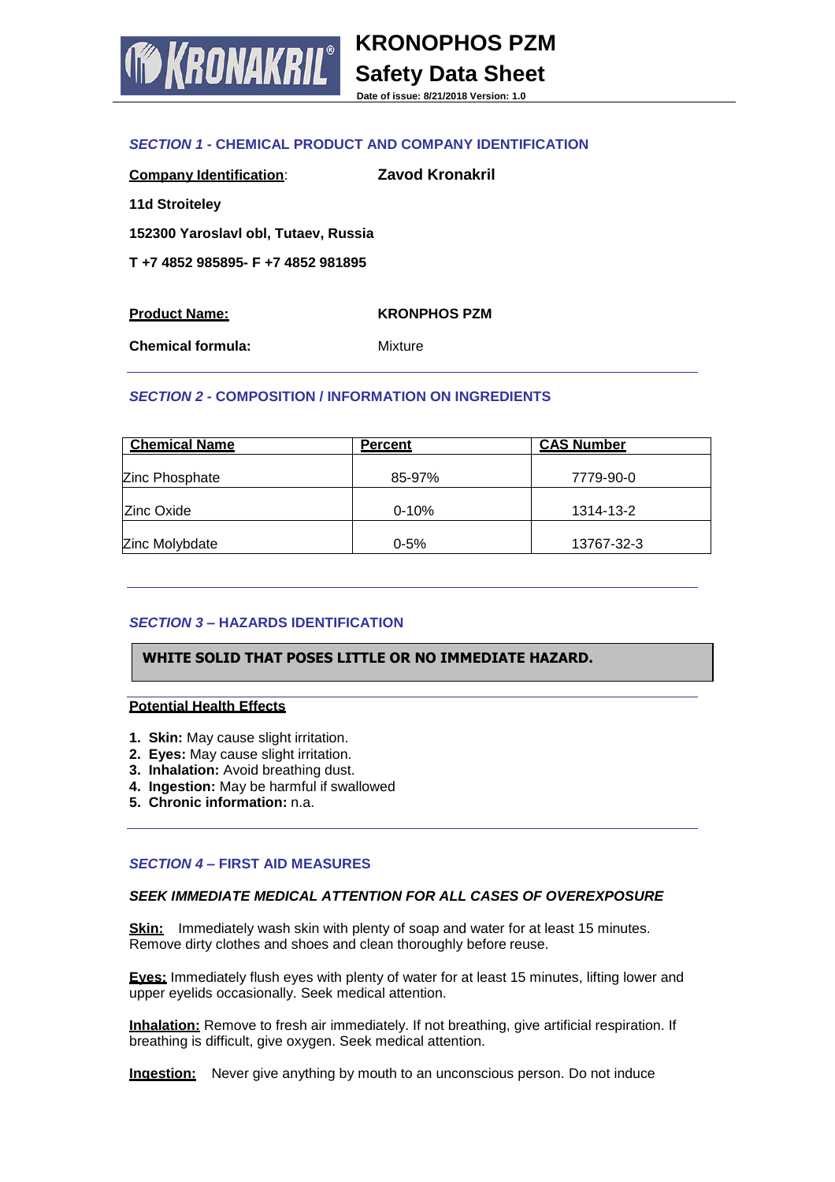# KRONOPHOS PZM

# Safety Data Sheet

**Date of issue: 8/21/2018 Version: 1.0**

## *SECTION 1* - CHEMICAL PRODUCT AND COMPANY IDENTIFICATION

**Company Identification**: **Zavod Kronakril**

**11d Stroiteley**

**152300 Yaroslavl obl, Tutaev, Russia**

**T +7 4852 985895- F +7 4852 981895**

**Product Name:** **KRONPHOS PZM**

**Chemical formula:** Mixture

## *SECTION 2* - COMPOSITION / INFORMATION ON INGREDIENTS

| Chemical Name | Percent | CAS Number |
|---|---|---|
| Zinc Phosphate | 85-97% | 7779-90-0 |
| Zinc Oxide | 0-10% | 1314-13-2 |
| Zinc Molybdate | 0-5% | 13767-32-3 |

## *SECTION 3* – HAZARDS IDENTIFICATION

**WHITE SOLID THAT POSES LITTLE OR NO IMMEDIATE HAZARD.**

**Potential Health Effects**

1. **Skin:** May cause slight irritation.
2. **Eyes:** May cause slight irritation.
3. **Inhalation:** Avoid breathing dust.
4. **Ingestion:** May be harmful if swallowed
5. **Chronic information:** n.a.

## *SECTION 4* – FIRST AID MEASURES

***SEEK IMMEDIATE MEDICAL ATTENTION FOR ALL CASES OF OVEREXPOSURE***

**Skin:** Immediately wash skin with plenty of soap and water for at least 15 minutes. Remove dirty clothes and shoes and clean thoroughly before reuse.

**Eyes:** Immediately flush eyes with plenty of water for at least 15 minutes, lifting lower and upper eyelids occasionally. Seek medical attention.

**Inhalation:** Remove to fresh air immediately. If not breathing, give artificial respiration. If breathing is difficult, give oxygen. Seek medical attention.

**Ingestion:** Never give anything by mouth to an unconscious person. Do not induce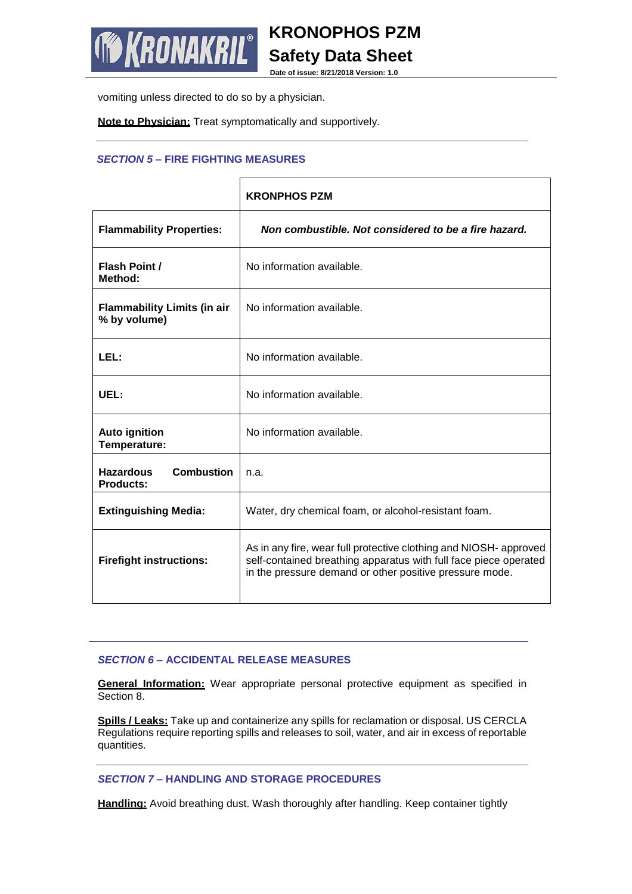vomiting unless directed to do so by a physician.

**Note to Physician:** Treat symptomatically and supportively.

## *SECTION 5* – FIRE FIGHTING MEASURES

| | **KRONPHOS PZM** |
|---|---|
| **Flammability Properties:** | ***Non combustible. Not considered to be a fire hazard.*** |
| **Flash Point / Method:** | No information available. |
| **Flammability Limits (in air % by volume)** | No information available. |
| **LEL:** | No information available. |
| **UEL:** | No information available. |
| **Auto ignition Temperature:** | No information available. |
| **Hazardous Combustion Products:** | n.a. |
| **Extinguishing Media:** | Water, dry chemical foam, or alcohol-resistant foam. |
| **Firefight instructions:** | As in any fire, wear full protective clothing and NIOSH- approved self-contained breathing apparatus with full face piece operated in the pressure demand or other positive pressure mode. |

## *SECTION 6* – ACCIDENTAL RELEASE MEASURES

**General Information:** Wear appropriate personal protective equipment as specified in Section 8.

**Spills / Leaks:** Take up and containerize any spills for reclamation or disposal. US CERCLA Regulations require reporting spills and releases to soil, water, and air in excess of reportable quantities.

## *SECTION 7* – HANDLING AND STORAGE PROCEDURES

**Handling:** Avoid breathing dust. Wash thoroughly after handling. Keep container tightly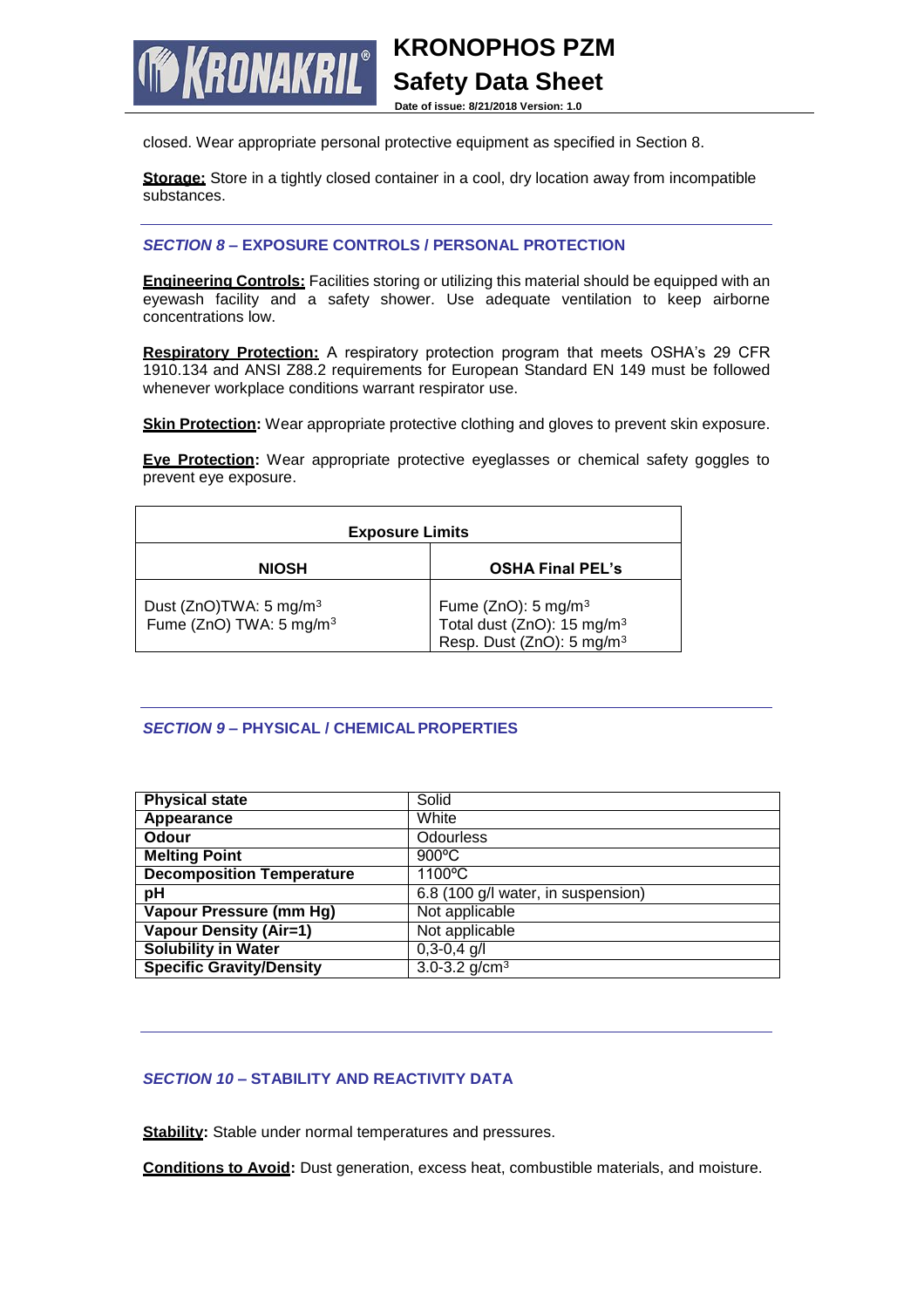closed. Wear appropriate personal protective equipment as specified in Section 8.

**Storage:** Store in a tightly closed container in a cool, dry location away from incompatible substances.

### *SECTION 8* – EXPOSURE CONTROLS / PERSONAL PROTECTION

**Engineering Controls:** Facilities storing or utilizing this material should be equipped with an eyewash facility and a safety shower. Use adequate ventilation to keep airborne concentrations low.

**Respiratory Protection:** A respiratory protection program that meets OSHA's 29 CFR 1910.134 and ANSI Z88.2 requirements for European Standard EN 149 must be followed whenever workplace conditions warrant respirator use.

**Skin Protection:** Wear appropriate protective clothing and gloves to prevent skin exposure.

**Eye Protection:** Wear appropriate protective eyeglasses or chemical safety goggles to prevent eye exposure.

| Exposure Limits | |
|---|---|
| **NIOSH** | **OSHA Final PEL's** |
| Dust (ZnO)TWA: 5 mg/m$^3$<br>Fume (ZnO) TWA: 5 mg/m$^3$ | Fume (ZnO): 5 mg/m$^3$<br>Total dust (ZnO): 15 mg/m$^3$<br>Resp. Dust (ZnO): 5 mg/m$^3$ |

### *SECTION 9* – PHYSICAL / CHEMICAL PROPERTIES

| Property | Value |
|---|---|
| **Physical state** | Solid |
| **Appearance** | White |
| **Odour** | Odourless |
| **Melting Point** | 900ºC |
| **Decomposition Temperature** | 1100ºC |
| **pH** | 6.8 (100 g/l water, in suspension) |
| **Vapour Pressure (mm Hg)** | Not applicable |
| **Vapour Density (Air=1)** | Not applicable |
| **Solubility in Water** | 0,3-0,4 g/l |
| **Specific Gravity/Density** | 3.0-3.2 g/cm$^3$ |

### *SECTION 10* – STABILITY AND REACTIVITY DATA

**Stability:** Stable under normal temperatures and pressures.

**Conditions to Avoid:** Dust generation, excess heat, combustible materials, and moisture.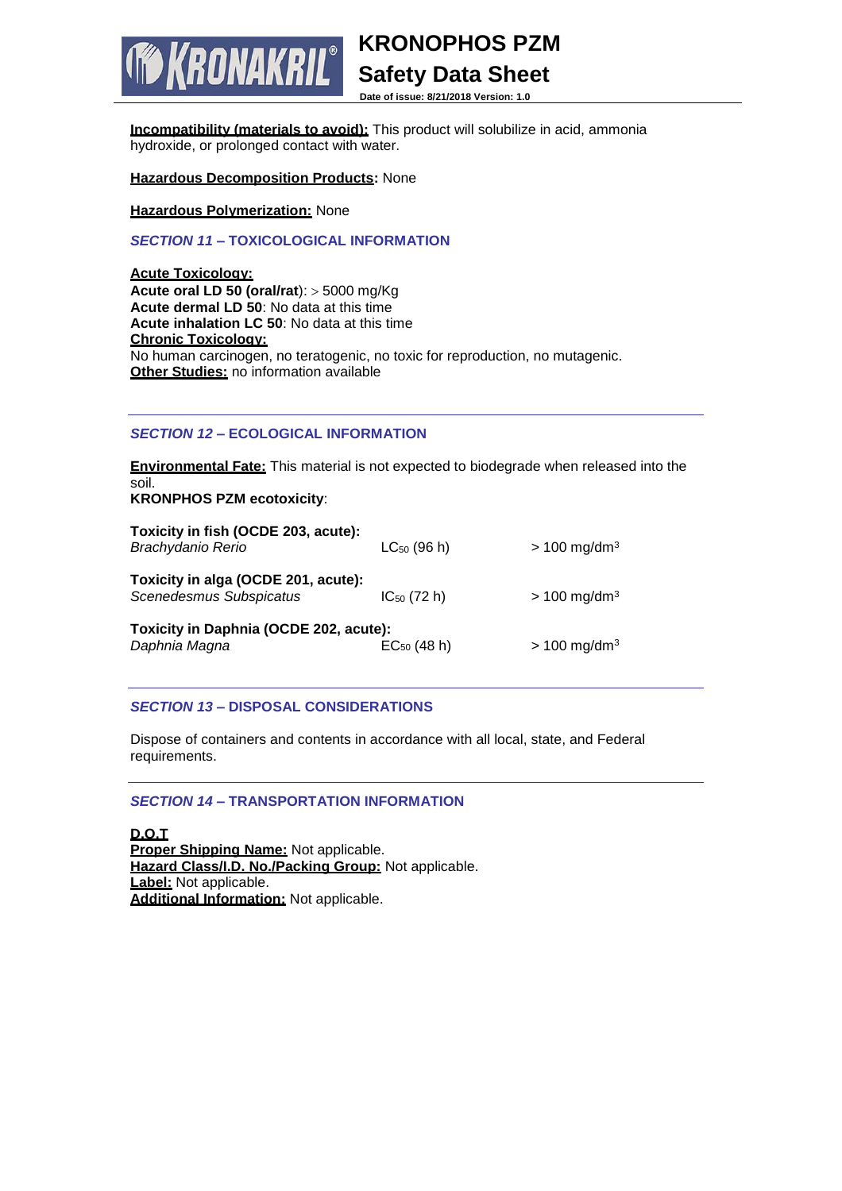**Incompatibility (materials to avoid):** This product will solubilize in acid, ammonia hydroxide, or prolonged contact with water.

**Hazardous Decomposition Products:** None

**Hazardous Polymerization:** None

## *SECTION 11* – TOXICOLOGICAL INFORMATION

**Acute Toxicology:**
**Acute oral LD 50 (oral/rat)**: > 5000 mg/Kg
**Acute dermal LD 50**: No data at this time
**Acute inhalation LC 50**: No data at this time
**Chronic Toxicology:**
No human carcinogen, no teratogenic, no toxic for reproduction, no mutagenic.
**Other Studies:** no information available

## *SECTION 12* – ECOLOGICAL INFORMATION

**Environmental Fate:** This material is not expected to biodegrade when released into the soil.
**KRONPHOS PZM ecotoxicity**:

| | | |
|---|---|---|
| **Toxicity in fish (OCDE 203, acute):** | | |
| *Brachydanio Rerio* | $LC_{50}$ (96 h) | > 100 mg/dm$^3$ |
| **Toxicity in alga (OCDE 201, acute):** | | |
| *Scenedesmus Subspicatus* | $IC_{50}$ (72 h) | > 100 mg/dm$^3$ |
| **Toxicity in Daphnia (OCDE 202, acute):** | | |
| *Daphnia Magna* | $EC_{50}$ (48 h) | > 100 mg/dm$^3$ |

## *SECTION 13* – DISPOSAL CONSIDERATIONS

Dispose of containers and contents in accordance with all local, state, and Federal requirements.

## *SECTION 14* – TRANSPORTATION INFORMATION

**D.O.T**
**Proper Shipping Name:** Not applicable.
**Hazard Class/I.D. No./Packing Group:** Not applicable.
**Label:** Not applicable.
**Additional Information:** Not applicable.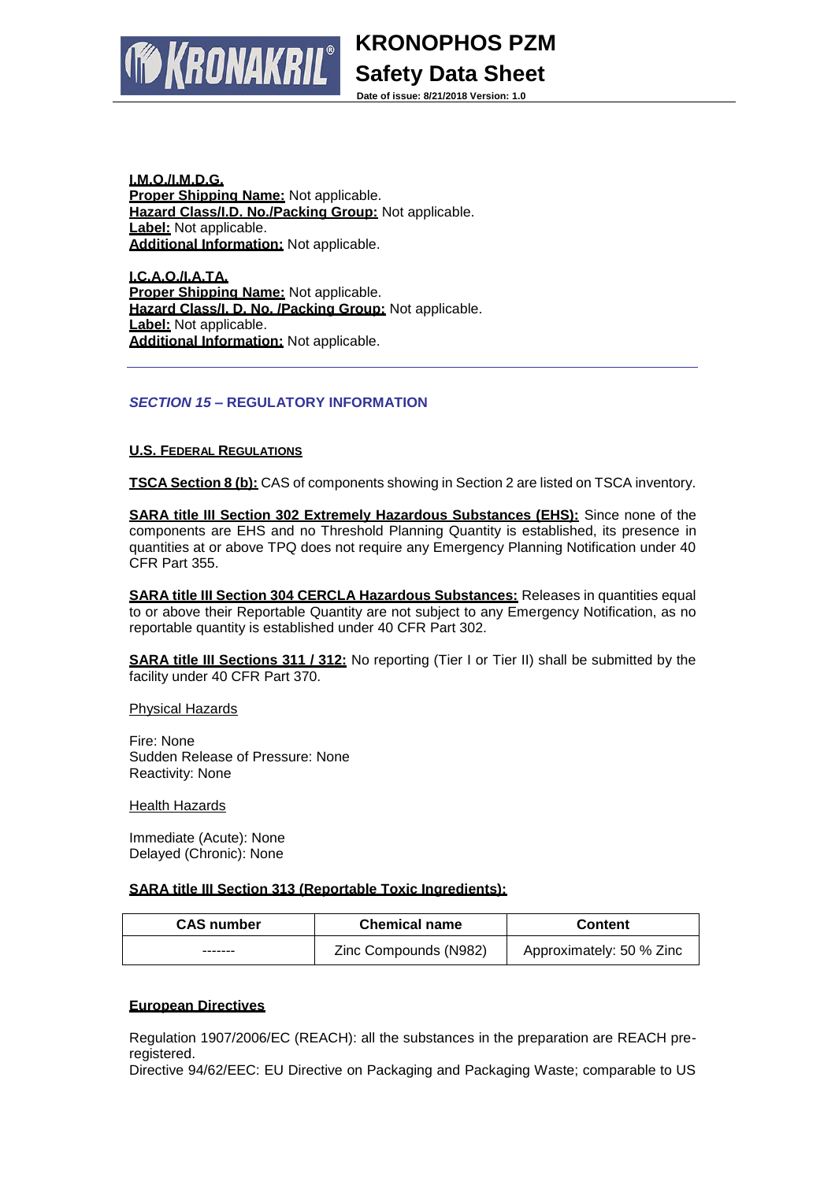**I.M.O./I.M.D.G.**
**Proper Shipping Name:** Not applicable.
**Hazard Class/I.D. No./Packing Group:** Not applicable.
**Label:** Not applicable.
**Additional Information:** Not applicable.

**I.C.A.O./I.A.TA.**
**Proper Shipping Name:** Not applicable.
**Hazard Class/I. D. No. /Packing Group:** Not applicable.
**Label:** Not applicable.
**Additional Information:** Not applicable.

---

## *SECTION 15* – REGULATORY INFORMATION

**U.S. FEDERAL REGULATIONS**

**TSCA Section 8 (b):** CAS of components showing in Section 2 are listed on TSCA inventory.

**SARA title III Section 302 Extremely Hazardous Substances (EHS):** Since none of the components are EHS and no Threshold Planning Quantity is established, its presence in quantities at or above TPQ does not require any Emergency Planning Notification under 40 CFR Part 355.

**SARA title III Section 304 CERCLA Hazardous Substances:** Releases in quantities equal to or above their Reportable Quantity are not subject to any Emergency Notification, as no reportable quantity is established under 40 CFR Part 302.

**SARA title III Sections 311 / 312:** No reporting (Tier I or Tier II) shall be submitted by the facility under 40 CFR Part 370.

Physical Hazards

Fire: None
Sudden Release of Pressure: None
Reactivity: None

Health Hazards

Immediate (Acute): None
Delayed (Chronic): None

**SARA title III Section 313 (Reportable Toxic Ingredients):**

| CAS number | Chemical name | Content |
|---|---|---|
| ------- | Zinc Compounds (N982) | Approximately: 50 % Zinc |

**European Directives**

Regulation 1907/2006/EC (REACH): all the substances in the preparation are REACH pre-registered.
Directive 94/62/EEC: EU Directive on Packaging and Packaging Waste; comparable to US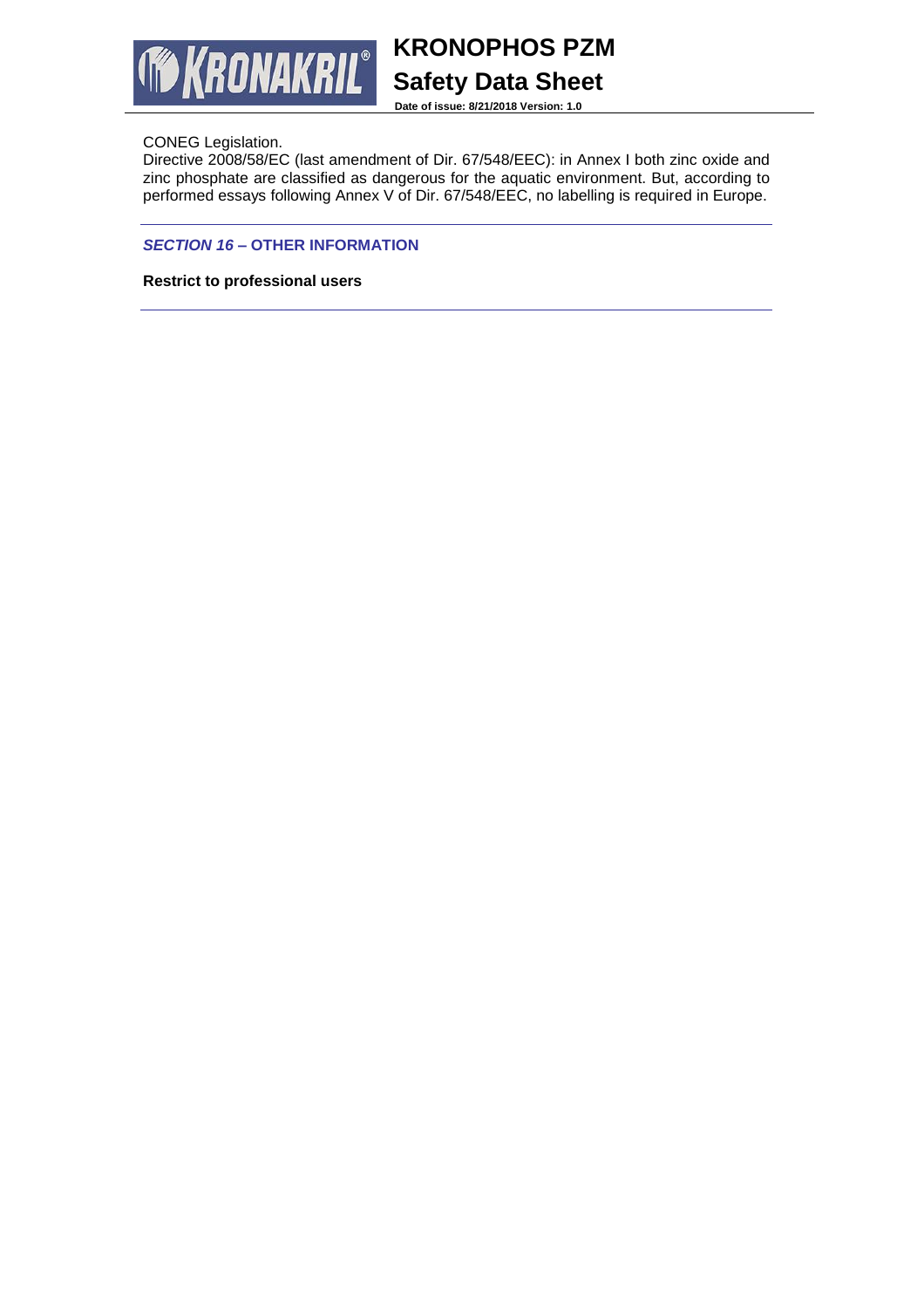CONEG Legislation.

Directive 2008/58/EC (last amendment of Dir. 67/548/EEC): in Annex I both zinc oxide and zinc phosphate are classified as dangerous for the aquatic environment. But, according to performed essays following Annex V of Dir. 67/548/EEC, no labelling is required in Europe.

## *SECTION 16* – OTHER INFORMATION

**Restrict to professional users**